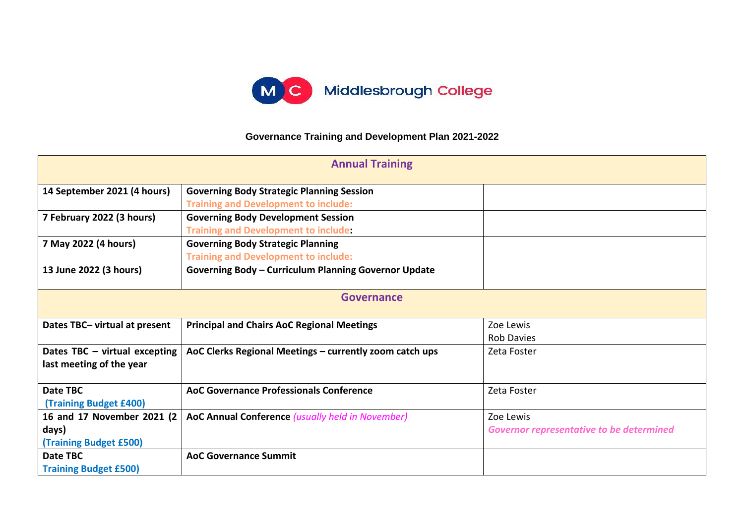Middlesbrough College

# Governance Training and Development Plan 2021-2022

| **Annual Training** | | |
|---|---|---|
| **14 September 2021 (4 hours)** | **Governing Body Strategic Planning Session**<br>**Training and Development to include:** | |
| **7 February 2022 (3 hours)** | **Governing Body Development Session**<br>**Training and Development to include:** | |
| **7 May 2022 (4 hours)** | **Governing Body Strategic Planning**<br>**Training and Development to include:** | |
| **13 June 2022 (3 hours)** | **Governing Body – Curriculum Planning Governor Update** | |
| **Governance** | | |
| **Dates TBC– virtual at present** | **Principal and Chairs AoC Regional Meetings** | Zoe Lewis<br>Rob Davies |
| **Dates TBC – virtual excepting last meeting of the year** | **AoC Clerks Regional Meetings – currently zoom catch ups** | Zeta Foster |
| **Date TBC**<br>**(Training Budget £400)** | **AoC Governance Professionals Conference** | Zeta Foster |
| **16 and 17 November 2021 (2 days)**<br>**(Training Budget £500)** | **AoC Annual Conference** *(usually held in November)* | Zoe Lewis<br>***Governor representative to be determined*** |
| **Date TBC**<br>**Training Budget £500)** | **AoC Governance Summit** | |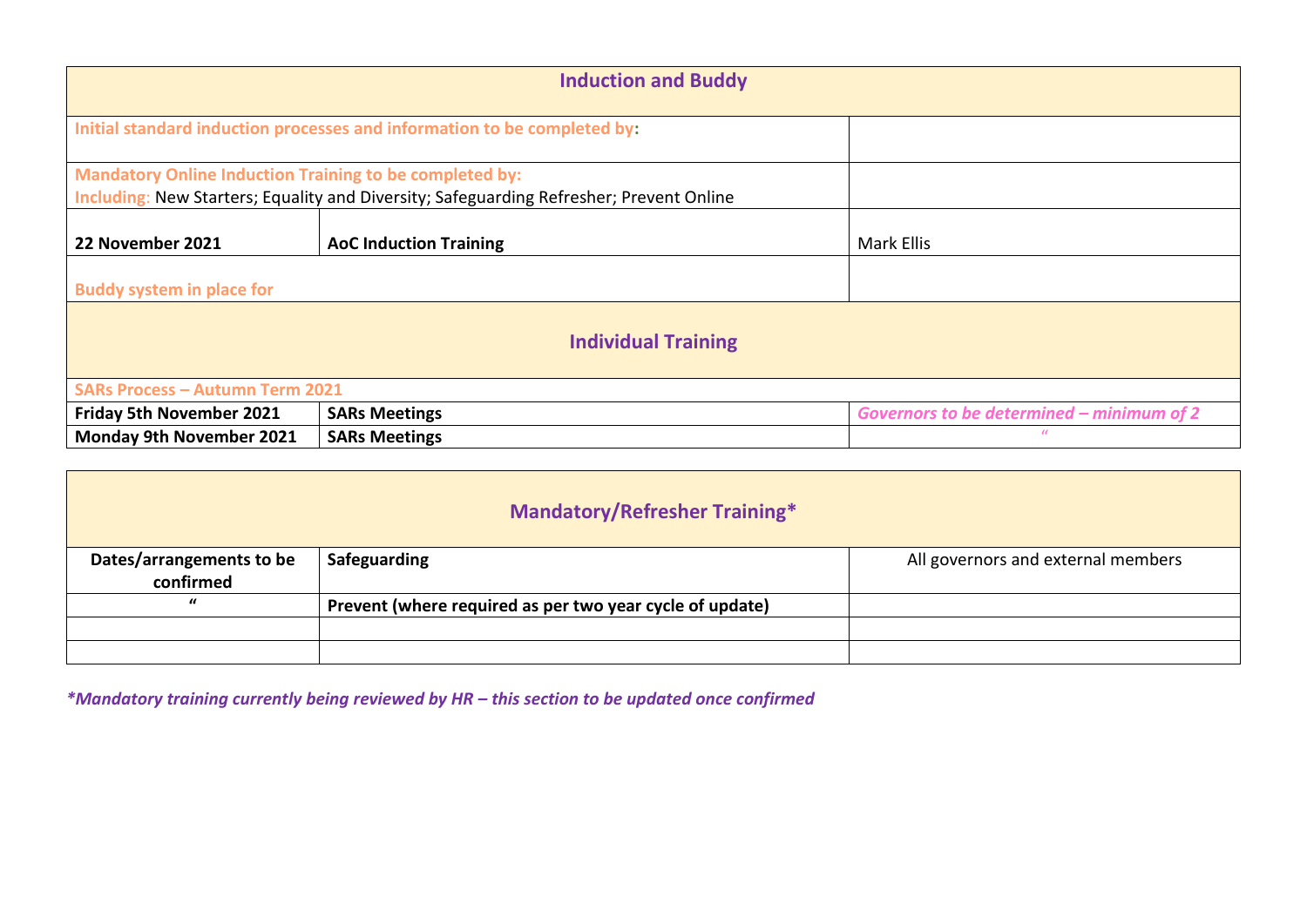| | | |
|---|---|---|
| **Induction and Buddy** | | |
| **Initial standard induction processes and information to be completed by:** | | |
| **Mandatory Online Induction Training to be completed by:** **Including:** New Starters; Equality and Diversity; Safeguarding Refresher; Prevent Online | | |
| **22 November 2021** | **AoC Induction Training** | Mark Ellis |
| **Buddy system in place for** | | |
| **Individual Training** | | |
| **SARs Process – Autumn Term 2021** | | |
| **Friday 5th November 2021** | **SARs Meetings** | ***Governors to be determined – minimum of 2*** |
| **Monday 9th November 2021** | **SARs Meetings** | " |

| | | |
|---|---|---|
| **Mandatory/Refresher Training*** | | |
| **Dates/arrangements to be confirmed** | **Safeguarding** | All governors and external members |
| " | **Prevent (where required as per two year cycle of update)** | |
| | | |
| | | |

***Mandatory training currently being reviewed by HR – this section to be updated once confirmed***